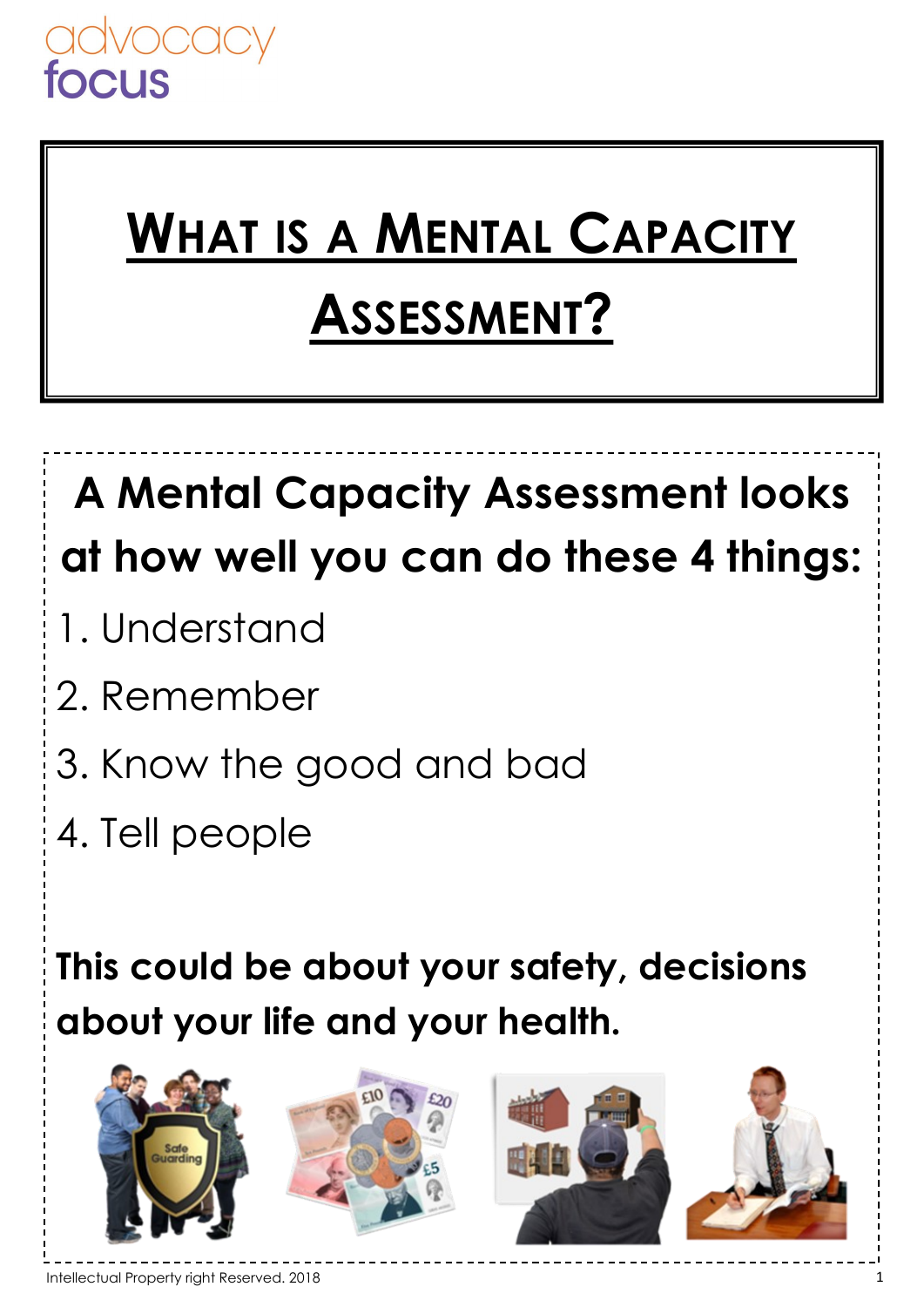advocacy
focus

# What is a Mental Capacity Assessment?

**A Mental Capacity Assessment looks at how well you can do these 4 things:**

1. Understand
2. Remember
3. Know the good and bad
4. Tell people

**This could be about your safety, decisions about your life and your health.**

Intellectual Property right Reserved. 2018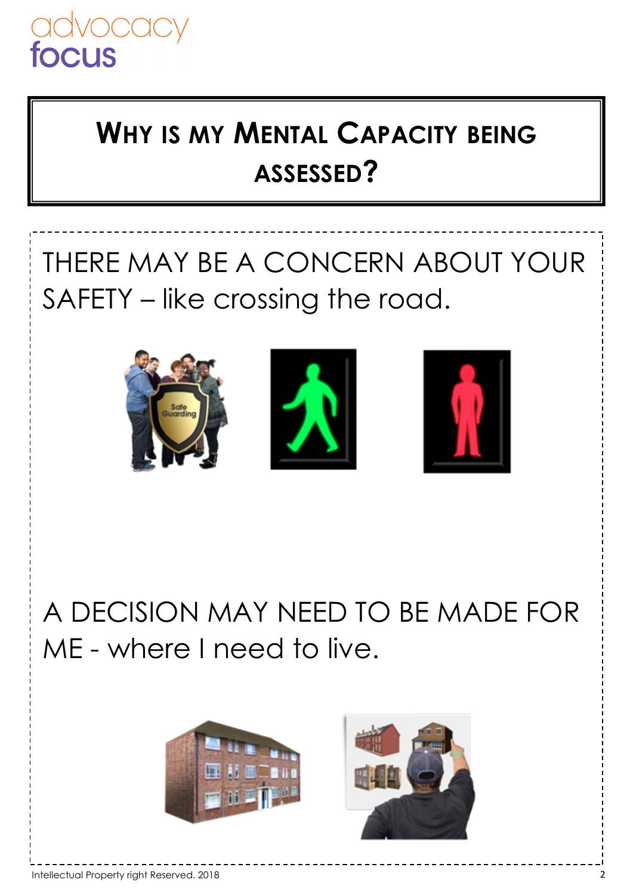# Why is my Mental Capacity being assessed?

THERE MAY BE A CONCERN ABOUT YOUR SAFETY – like crossing the road.

A DECISION MAY NEED TO BE MADE FOR ME - where I need to live.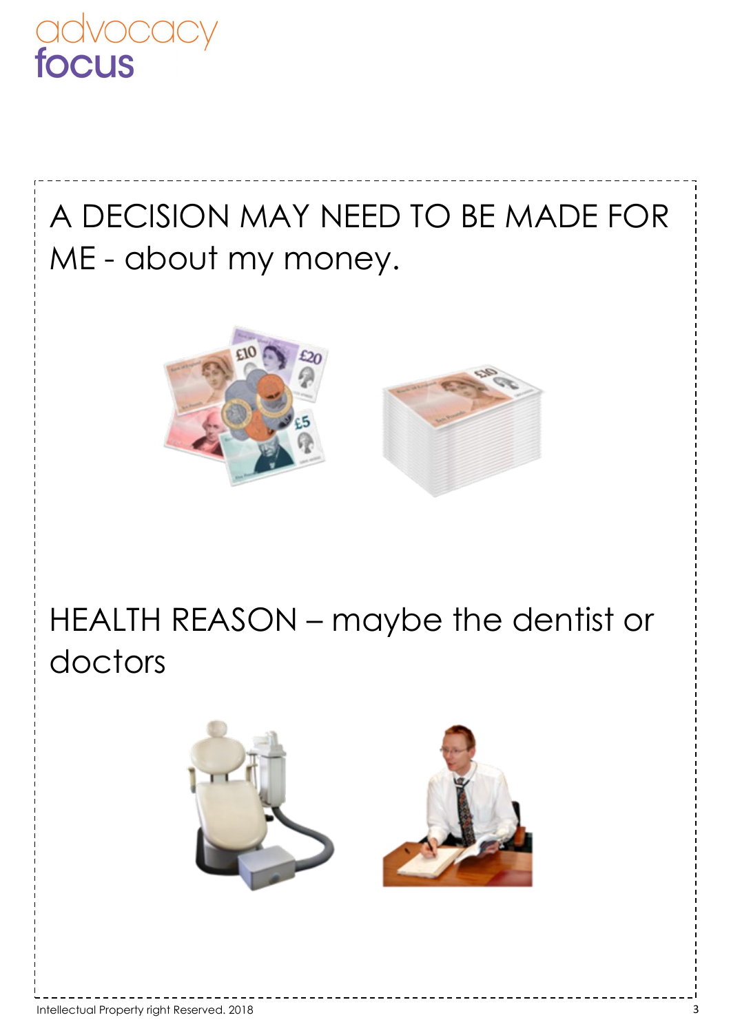A DECISION MAY NEED TO BE MADE FOR ME - about my money.

HEALTH REASON – maybe the dentist or doctors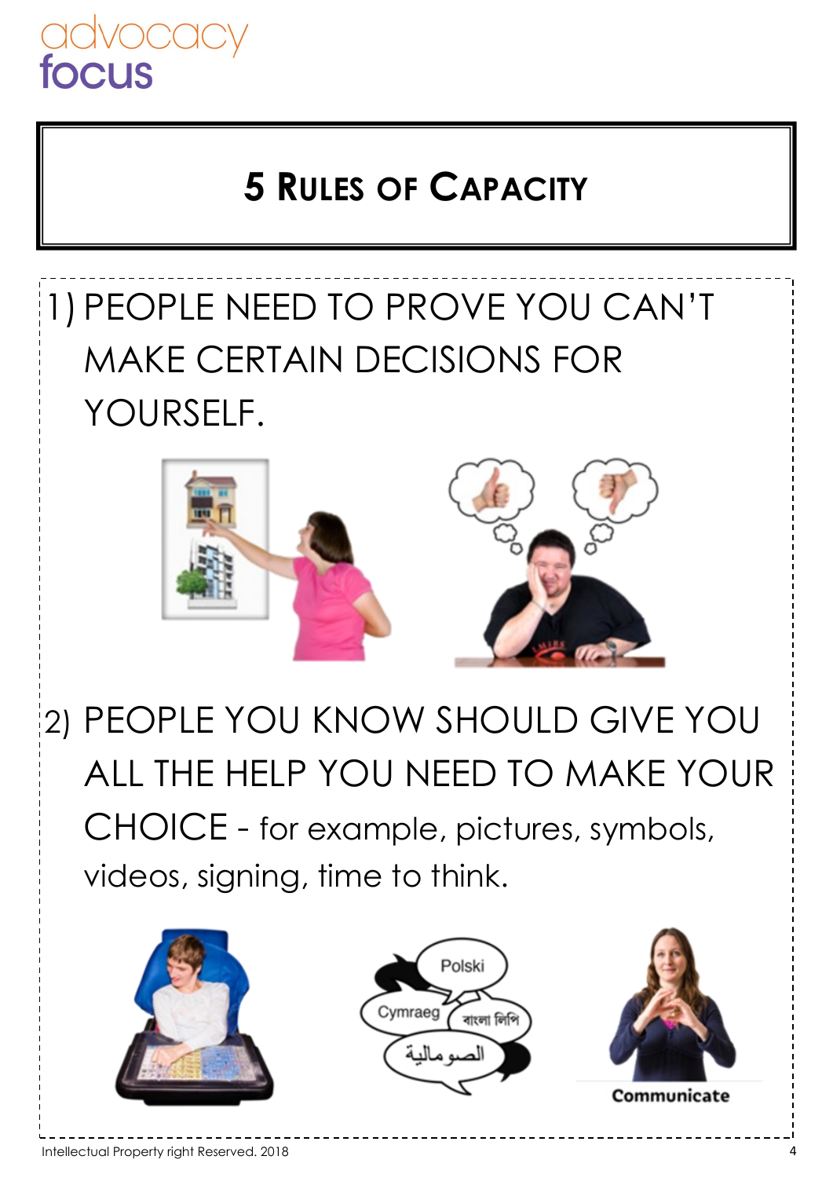advocacy
focus

# 5 Rules of Capacity

1) PEOPLE NEED TO PROVE YOU CAN'T MAKE CERTAIN DECISIONS FOR YOURSELF.

2) PEOPLE YOU KNOW SHOULD GIVE YOU ALL THE HELP YOU NEED TO MAKE YOUR CHOICE - for example, pictures, symbols, videos, signing, time to think.

Intellectual Property right Reserved. 2018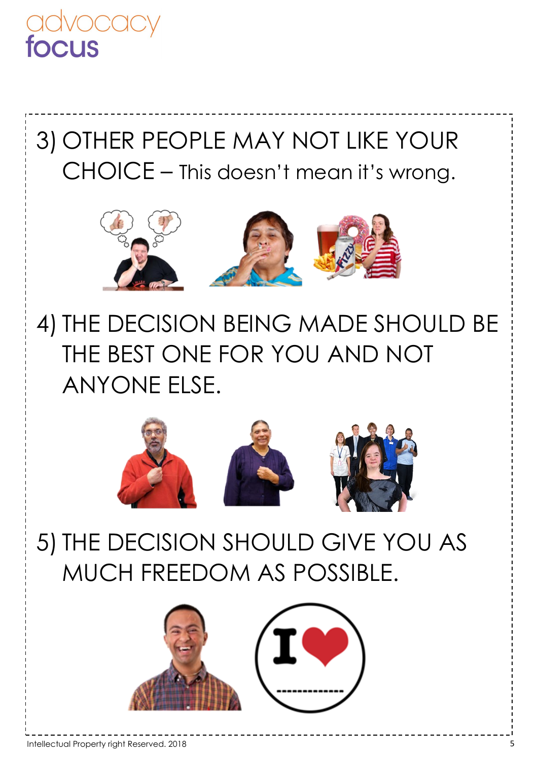3) OTHER PEOPLE MAY NOT LIKE YOUR CHOICE – This doesn't mean it's wrong.

4) THE DECISION BEING MADE SHOULD BE THE BEST ONE FOR YOU AND NOT ANYONE ELSE.

5) THE DECISION SHOULD GIVE YOU AS MUCH FREEDOM AS POSSIBLE.

Intellectual Property right Reserved. 2018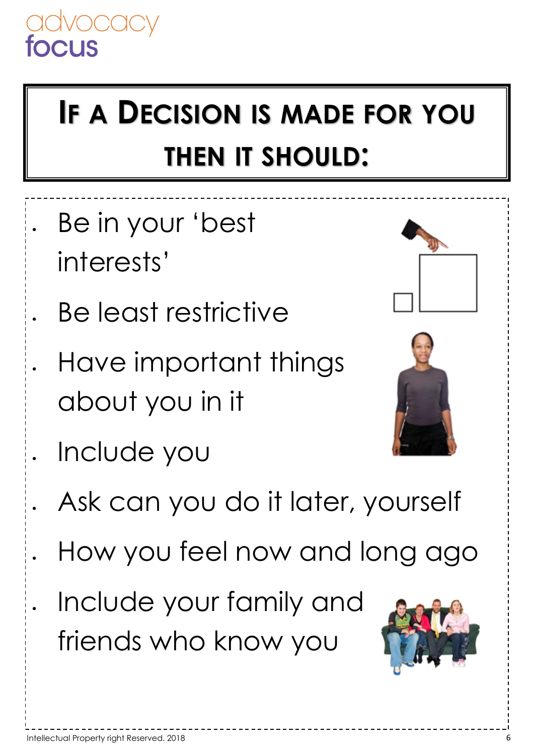# If a Decision is made for you then it should:

- Be in your 'best interests'
- Be least restrictive
- Have important things about you in it
- Include you
- Ask can you do it later, yourself
- How you feel now and long ago
- Include your family and friends who know you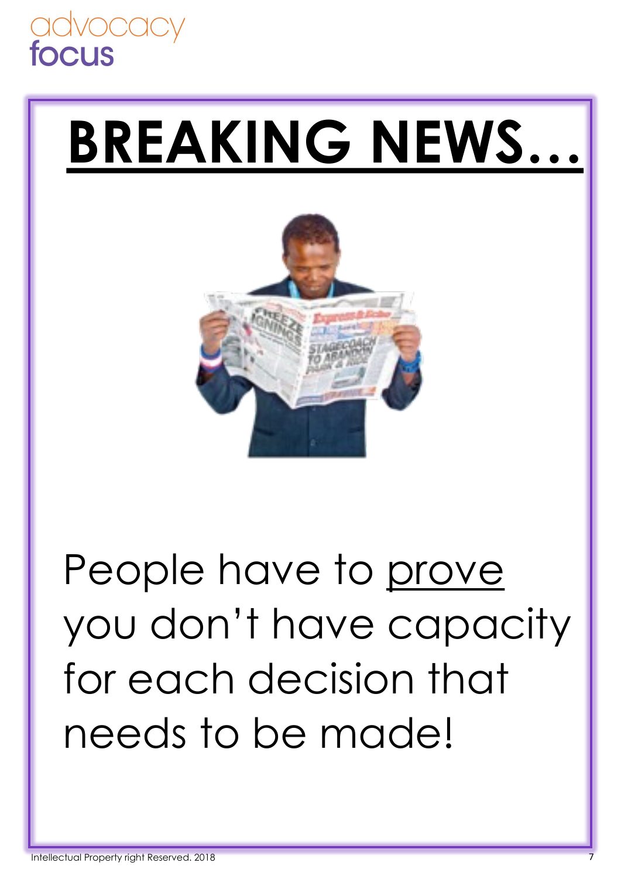# BREAKING NEWS…

People have to <u>prove</u> you don't have capacity for each decision that needs to be made!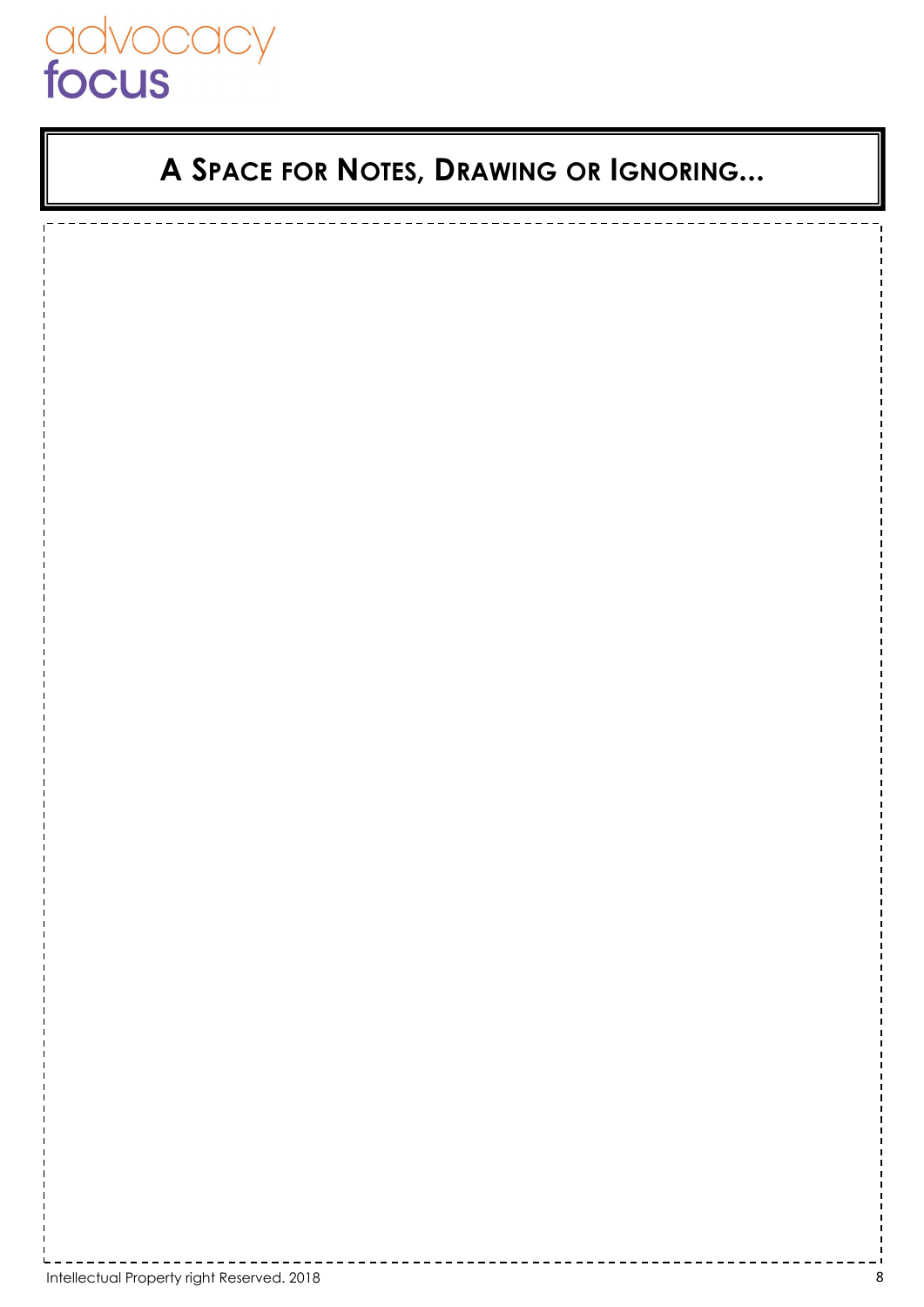advocacy
focus

# A Space for Notes, Drawing or Ignoring...

Intellectual Property right Reserved. 2018